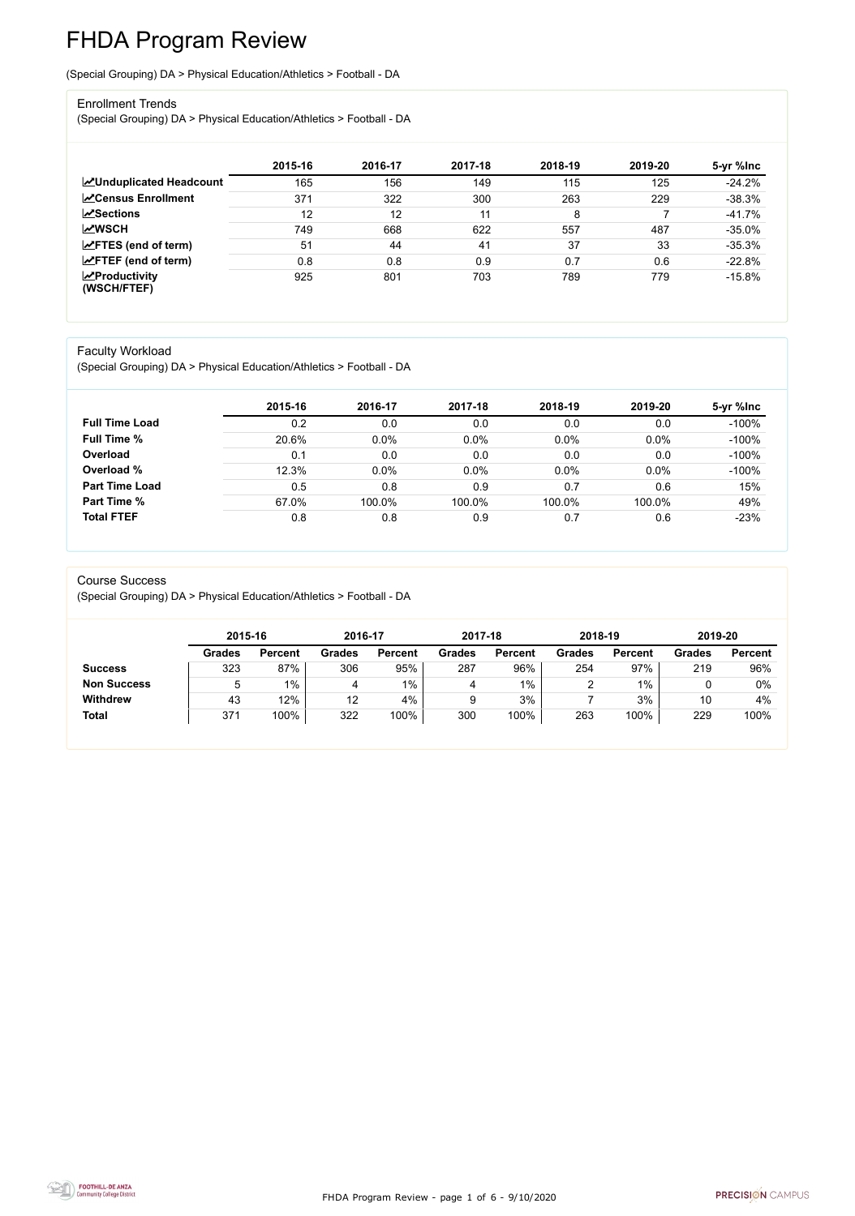# FHDA Program Review

(Special Grouping) DA > Physical Education/Athletics > Football - DA

## Enrollment Trends

(Special Grouping) DA > Physical Education/Athletics > Football - DA

| | 2015-16 | 2016-17 | 2017-18 | 2018-19 | 2019-20 | 5-yr %Inc |
|---|---|---|---|---|---|---|
| **Unduplicated Headcount** | 165 | 156 | 149 | 115 | 125 | -24.2% |
| **Census Enrollment** | 371 | 322 | 300 | 263 | 229 | -38.3% |
| **Sections** | 12 | 12 | 11 | 8 | 7 | -41.7% |
| **WSCH** | 749 | 668 | 622 | 557 | 487 | -35.0% |
| **FTES (end of term)** | 51 | 44 | 41 | 37 | 33 | -35.3% |
| **FTEF (end of term)** | 0.8 | 0.8 | 0.9 | 0.7 | 0.6 | -22.8% |
| **Productivity (WSCH/FTEF)** | 925 | 801 | 703 | 789 | 779 | -15.8% |

## Faculty Workload

(Special Grouping) DA > Physical Education/Athletics > Football - DA

| | 2015-16 | 2016-17 | 2017-18 | 2018-19 | 2019-20 | 5-yr %Inc |
|---|---|---|---|---|---|---|
| **Full Time Load** | 0.2 | 0.0 | 0.0 | 0.0 | 0.0 | -100% |
| **Full Time %** | 20.6% | 0.0% | 0.0% | 0.0% | 0.0% | -100% |
| **Overload** | 0.1 | 0.0 | 0.0 | 0.0 | 0.0 | -100% |
| **Overload %** | 12.3% | 0.0% | 0.0% | 0.0% | 0.0% | -100% |
| **Part Time Load** | 0.5 | 0.8 | 0.9 | 0.7 | 0.6 | 15% |
| **Part Time %** | 67.0% | 100.0% | 100.0% | 100.0% | 100.0% | 49% |
| **Total FTEF** | 0.8 | 0.8 | 0.9 | 0.7 | 0.6 | -23% |

## Course Success

(Special Grouping) DA > Physical Education/Athletics > Football - DA

| | 2015-16 | | 2016-17 | | 2017-18 | | 2018-19 | | 2019-20 | |
|---|---|---|---|---|---|---|---|---|---|---|
| | **Grades** | **Percent** | **Grades** | **Percent** | **Grades** | **Percent** | **Grades** | **Percent** | **Grades** | **Percent** |
| **Success** | 323 | 87% | 306 | 95% | 287 | 96% | 254 | 97% | 219 | 96% |
| **Non Success** | 5 | 1% | 4 | 1% | 4 | 1% | 2 | 1% | 0 | 0% |
| **Withdrew** | 43 | 12% | 12 | 4% | 9 | 3% | 7 | 3% | 10 | 4% |
| **Total** | 371 | 100% | 322 | 100% | 300 | 100% | 263 | 100% | 229 | 100% |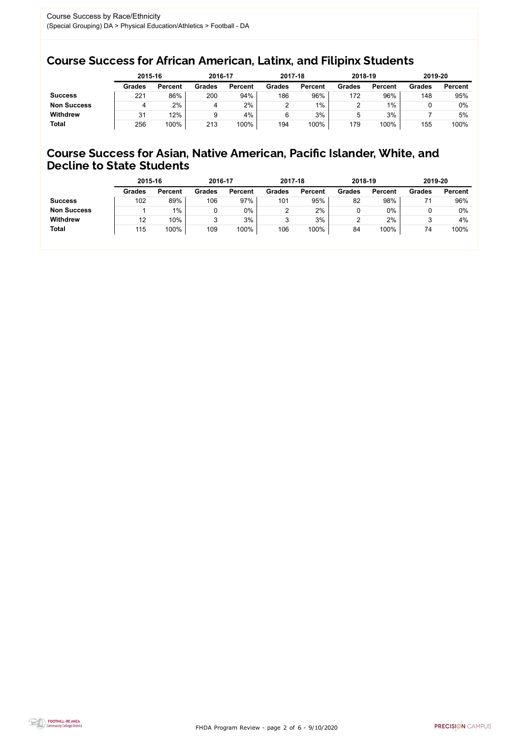Course Success by Race/Ethnicity
(Special Grouping) DA > Physical Education/Athletics > Football - DA

## Course Success for African American, Latinx, and Filipinx Students

| | 2015-16 | | 2016-17 | | 2017-18 | | 2018-19 | | 2019-20 | |
|---|---|---|---|---|---|---|---|---|---|---|
| | **Grades** | **Percent** | **Grades** | **Percent** | **Grades** | **Percent** | **Grades** | **Percent** | **Grades** | **Percent** |
| **Success** | 221 | 86% | 200 | 94% | 186 | 96% | 172 | 96% | 148 | 95% |
| **Non Success** | 4 | 2% | 4 | 2% | 2 | 1% | 2 | 1% | 0 | 0% |
| **Withdrew** | 31 | 12% | 9 | 4% | 6 | 3% | 5 | 3% | 7 | 5% |
| **Total** | 256 | 100% | 213 | 100% | 194 | 100% | 179 | 100% | 155 | 100% |

## Course Success for Asian, Native American, Pacific Islander, White, and Decline to State Students

| | 2015-16 | | 2016-17 | | 2017-18 | | 2018-19 | | 2019-20 | |
|---|---|---|---|---|---|---|---|---|---|---|
| | **Grades** | **Percent** | **Grades** | **Percent** | **Grades** | **Percent** | **Grades** | **Percent** | **Grades** | **Percent** |
| **Success** | 102 | 89% | 106 | 97% | 101 | 95% | 82 | 98% | 71 | 96% |
| **Non Success** | 1 | 1% | 0 | 0% | 2 | 2% | 0 | 0% | 0 | 0% |
| **Withdrew** | 12 | 10% | 3 | 3% | 3 | 3% | 2 | 2% | 3 | 4% |
| **Total** | 115 | 100% | 109 | 100% | 106 | 100% | 84 | 100% | 74 | 100% |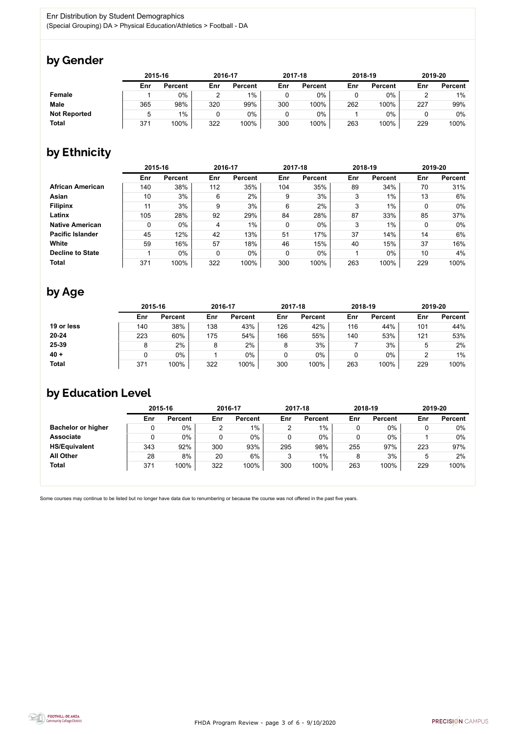Enr Distribution by Student Demographics

(Special Grouping) DA > Physical Education/Athletics > Football - DA

## by Gender

| | 2015-16 | | 2016-17 | | 2017-18 | | 2018-19 | | 2019-20 | |
|---|---|---|---|---|---|---|---|---|---|---|
| | Enr | Percent | Enr | Percent | Enr | Percent | Enr | Percent | Enr | Percent |
| **Female** | 1 | 0% | 2 | 1% | 0 | 0% | 0 | 0% | 2 | 1% |
| **Male** | 365 | 98% | 320 | 99% | 300 | 100% | 262 | 100% | 227 | 99% |
| **Not Reported** | 5 | 1% | 0 | 0% | 0 | 0% | 1 | 0% | 0 | 0% |
| **Total** | 371 | 100% | 322 | 100% | 300 | 100% | 263 | 100% | 229 | 100% |

## by Ethnicity

| | 2015-16 | | 2016-17 | | 2017-18 | | 2018-19 | | 2019-20 | |
|---|---|---|---|---|---|---|---|---|---|---|
| | Enr | Percent | Enr | Percent | Enr | Percent | Enr | Percent | Enr | Percent |
| **African American** | 140 | 38% | 112 | 35% | 104 | 35% | 89 | 34% | 70 | 31% |
| **Asian** | 10 | 3% | 6 | 2% | 9 | 3% | 3 | 1% | 13 | 6% |
| **Filipinx** | 11 | 3% | 9 | 3% | 6 | 2% | 3 | 1% | 0 | 0% |
| **Latinx** | 105 | 28% | 92 | 29% | 84 | 28% | 87 | 33% | 85 | 37% |
| **Native American** | 0 | 0% | 4 | 1% | 0 | 0% | 3 | 1% | 0 | 0% |
| **Pacific Islander** | 45 | 12% | 42 | 13% | 51 | 17% | 37 | 14% | 14 | 6% |
| **White** | 59 | 16% | 57 | 18% | 46 | 15% | 40 | 15% | 37 | 16% |
| **Decline to State** | 1 | 0% | 0 | 0% | 0 | 0% | 1 | 0% | 10 | 4% |
| **Total** | 371 | 100% | 322 | 100% | 300 | 100% | 263 | 100% | 229 | 100% |

## by Age

| | 2015-16 | | 2016-17 | | 2017-18 | | 2018-19 | | 2019-20 | |
|---|---|---|---|---|---|---|---|---|---|---|
| | Enr | Percent | Enr | Percent | Enr | Percent | Enr | Percent | Enr | Percent |
| **19 or less** | 140 | 38% | 138 | 43% | 126 | 42% | 116 | 44% | 101 | 44% |
| **20-24** | 223 | 60% | 175 | 54% | 166 | 55% | 140 | 53% | 121 | 53% |
| **25-39** | 8 | 2% | 8 | 2% | 8 | 3% | 7 | 3% | 5 | 2% |
| **40 +** | 0 | 0% | 1 | 0% | 0 | 0% | 0 | 0% | 2 | 1% |
| **Total** | 371 | 100% | 322 | 100% | 300 | 100% | 263 | 100% | 229 | 100% |

## by Education Level

| | 2015-16 | | 2016-17 | | 2017-18 | | 2018-19 | | 2019-20 | |
|---|---|---|---|---|---|---|---|---|---|---|
| | Enr | Percent | Enr | Percent | Enr | Percent | Enr | Percent | Enr | Percent |
| **Bachelor or higher** | 0 | 0% | 2 | 1% | 2 | 1% | 0 | 0% | 0 | 0% |
| **Associate** | 0 | 0% | 0 | 0% | 0 | 0% | 0 | 0% | 1 | 0% |
| **HS/Equivalent** | 343 | 92% | 300 | 93% | 295 | 98% | 255 | 97% | 223 | 97% |
| **All Other** | 28 | 8% | 20 | 6% | 3 | 1% | 8 | 3% | 5 | 2% |
| **Total** | 371 | 100% | 322 | 100% | 300 | 100% | 263 | 100% | 229 | 100% |

Some courses may continue to be listed but no longer have data due to renumbering or because the course was not offered in the past five years.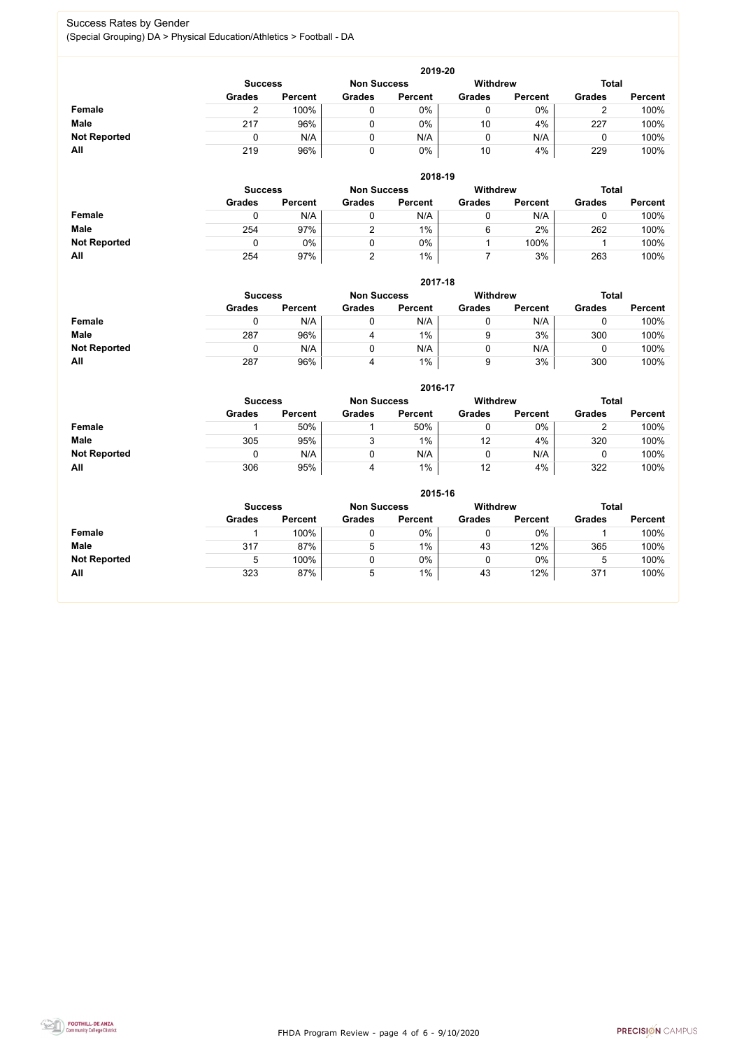# Success Rates by Gender

(Special Grouping) DA > Physical Education/Athletics > Football - DA

### 2019-20

| | Success | | Non Success | | Withdrew | | Total | |
|---|---|---|---|---|---|---|---|---|
| | Grades | Percent | Grades | Percent | Grades | Percent | Grades | Percent |
| **Female** | 2 | 100% | 0 | 0% | 0 | 0% | 2 | 100% |
| **Male** | 217 | 96% | 0 | 0% | 10 | 4% | 227 | 100% |
| **Not Reported** | 0 | N/A | 0 | N/A | 0 | N/A | 0 | 100% |
| **All** | 219 | 96% | 0 | 0% | 10 | 4% | 229 | 100% |

### 2018-19

| | Success | | Non Success | | Withdrew | | Total | |
|---|---|---|---|---|---|---|---|---|
| | Grades | Percent | Grades | Percent | Grades | Percent | Grades | Percent |
| **Female** | 0 | N/A | 0 | N/A | 0 | N/A | 0 | 100% |
| **Male** | 254 | 97% | 2 | 1% | 6 | 2% | 262 | 100% |
| **Not Reported** | 0 | 0% | 0 | 0% | 1 | 100% | 1 | 100% |
| **All** | 254 | 97% | 2 | 1% | 7 | 3% | 263 | 100% |

### 2017-18

| | Success | | Non Success | | Withdrew | | Total | |
|---|---|---|---|---|---|---|---|---|
| | Grades | Percent | Grades | Percent | Grades | Percent | Grades | Percent |
| **Female** | 0 | N/A | 0 | N/A | 0 | N/A | 0 | 100% |
| **Male** | 287 | 96% | 4 | 1% | 9 | 3% | 300 | 100% |
| **Not Reported** | 0 | N/A | 0 | N/A | 0 | N/A | 0 | 100% |
| **All** | 287 | 96% | 4 | 1% | 9 | 3% | 300 | 100% |

### 2016-17

| | Success | | Non Success | | Withdrew | | Total | |
|---|---|---|---|---|---|---|---|---|
| | Grades | Percent | Grades | Percent | Grades | Percent | Grades | Percent |
| **Female** | 1 | 50% | 1 | 50% | 0 | 0% | 2 | 100% |
| **Male** | 305 | 95% | 3 | 1% | 12 | 4% | 320 | 100% |
| **Not Reported** | 0 | N/A | 0 | N/A | 0 | N/A | 0 | 100% |
| **All** | 306 | 95% | 4 | 1% | 12 | 4% | 322 | 100% |

### 2015-16

| | Success | | Non Success | | Withdrew | | Total | |
|---|---|---|---|---|---|---|---|---|
| | Grades | Percent | Grades | Percent | Grades | Percent | Grades | Percent |
| **Female** | 1 | 100% | 0 | 0% | 0 | 0% | 1 | 100% |
| **Male** | 317 | 87% | 5 | 1% | 43 | 12% | 365 | 100% |
| **Not Reported** | 5 | 100% | 0 | 0% | 0 | 0% | 5 | 100% |
| **All** | 323 | 87% | 5 | 1% | 43 | 12% | 371 | 100% |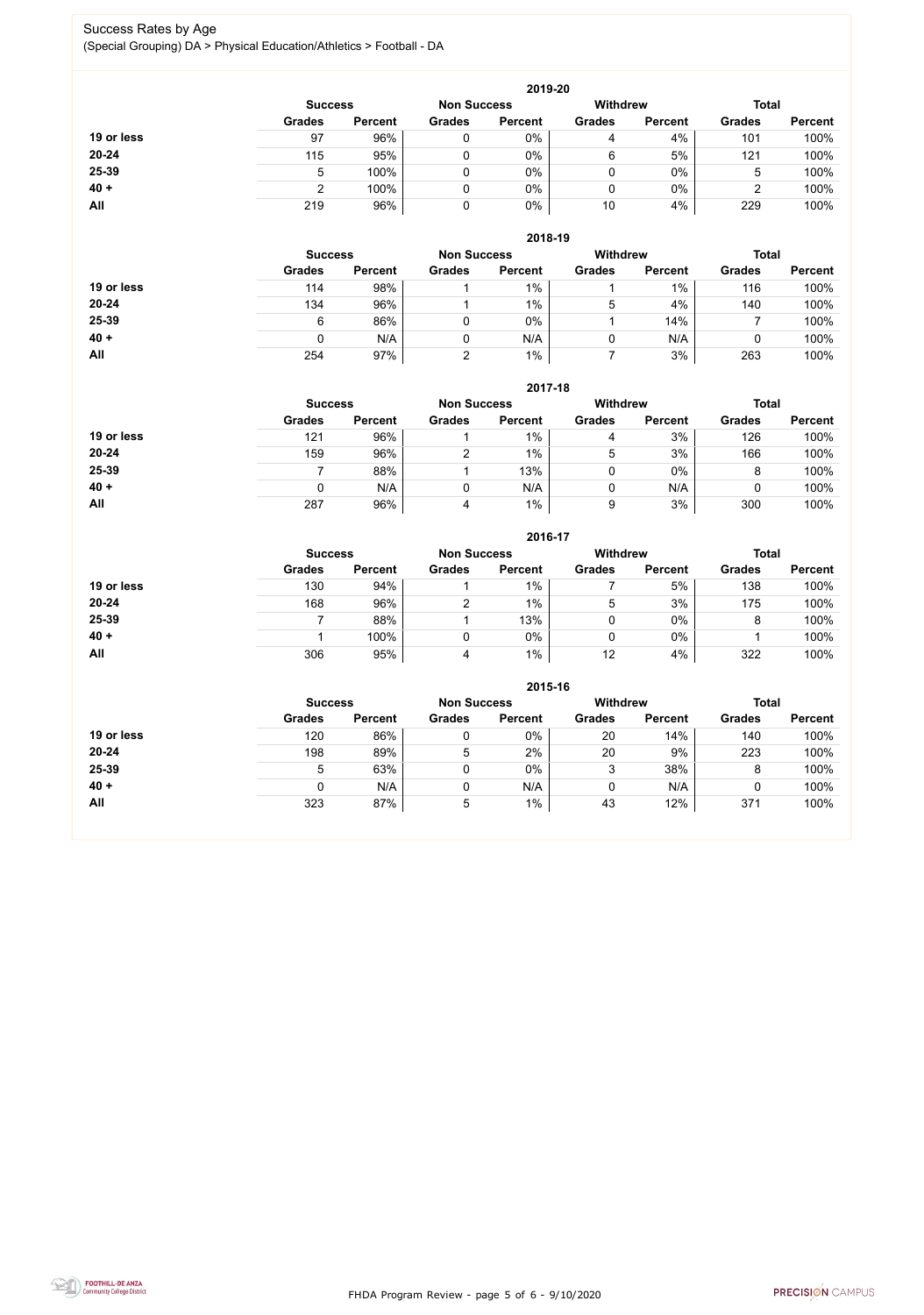# Success Rates by Age

(Special Grouping) DA > Physical Education/Athletics > Football - DA

### 2019-20

| | Success | | Non Success | | Withdrew | | Total | |
|---|---|---|---|---|---|---|---|---|
| | Grades | Percent | Grades | Percent | Grades | Percent | Grades | Percent |
| **19 or less** | 97 | 96% | 0 | 0% | 4 | 4% | 101 | 100% |
| **20-24** | 115 | 95% | 0 | 0% | 6 | 5% | 121 | 100% |
| **25-39** | 5 | 100% | 0 | 0% | 0 | 0% | 5 | 100% |
| **40 +** | 2 | 100% | 0 | 0% | 0 | 0% | 2 | 100% |
| **All** | 219 | 96% | 0 | 0% | 10 | 4% | 229 | 100% |

### 2018-19

| | Success | | Non Success | | Withdrew | | Total | |
|---|---|---|---|---|---|---|---|---|
| | Grades | Percent | Grades | Percent | Grades | Percent | Grades | Percent |
| **19 or less** | 114 | 98% | 1 | 1% | 1 | 1% | 116 | 100% |
| **20-24** | 134 | 96% | 1 | 1% | 5 | 4% | 140 | 100% |
| **25-39** | 6 | 86% | 0 | 0% | 1 | 14% | 7 | 100% |
| **40 +** | 0 | N/A | 0 | N/A | 0 | N/A | 0 | 100% |
| **All** | 254 | 97% | 2 | 1% | 7 | 3% | 263 | 100% |

### 2017-18

| | Success | | Non Success | | Withdrew | | Total | |
|---|---|---|---|---|---|---|---|---|
| | Grades | Percent | Grades | Percent | Grades | Percent | Grades | Percent |
| **19 or less** | 121 | 96% | 1 | 1% | 4 | 3% | 126 | 100% |
| **20-24** | 159 | 96% | 2 | 1% | 5 | 3% | 166 | 100% |
| **25-39** | 7 | 88% | 1 | 13% | 0 | 0% | 8 | 100% |
| **40 +** | 0 | N/A | 0 | N/A | 0 | N/A | 0 | 100% |
| **All** | 287 | 96% | 4 | 1% | 9 | 3% | 300 | 100% |

### 2016-17

| | Success | | Non Success | | Withdrew | | Total | |
|---|---|---|---|---|---|---|---|---|
| | Grades | Percent | Grades | Percent | Grades | Percent | Grades | Percent |
| **19 or less** | 130 | 94% | 1 | 1% | 7 | 5% | 138 | 100% |
| **20-24** | 168 | 96% | 2 | 1% | 5 | 3% | 175 | 100% |
| **25-39** | 7 | 88% | 1 | 13% | 0 | 0% | 8 | 100% |
| **40 +** | 1 | 100% | 0 | 0% | 0 | 0% | 1 | 100% |
| **All** | 306 | 95% | 4 | 1% | 12 | 4% | 322 | 100% |

### 2015-16

| | Success | | Non Success | | Withdrew | | Total | |
|---|---|---|---|---|---|---|---|---|
| | Grades | Percent | Grades | Percent | Grades | Percent | Grades | Percent |
| **19 or less** | 120 | 86% | 0 | 0% | 20 | 14% | 140 | 100% |
| **20-24** | 198 | 89% | 5 | 2% | 20 | 9% | 223 | 100% |
| **25-39** | 5 | 63% | 0 | 0% | 3 | 38% | 8 | 100% |
| **40 +** | 0 | N/A | 0 | N/A | 0 | N/A | 0 | 100% |
| **All** | 323 | 87% | 5 | 1% | 43 | 12% | 371 | 100% |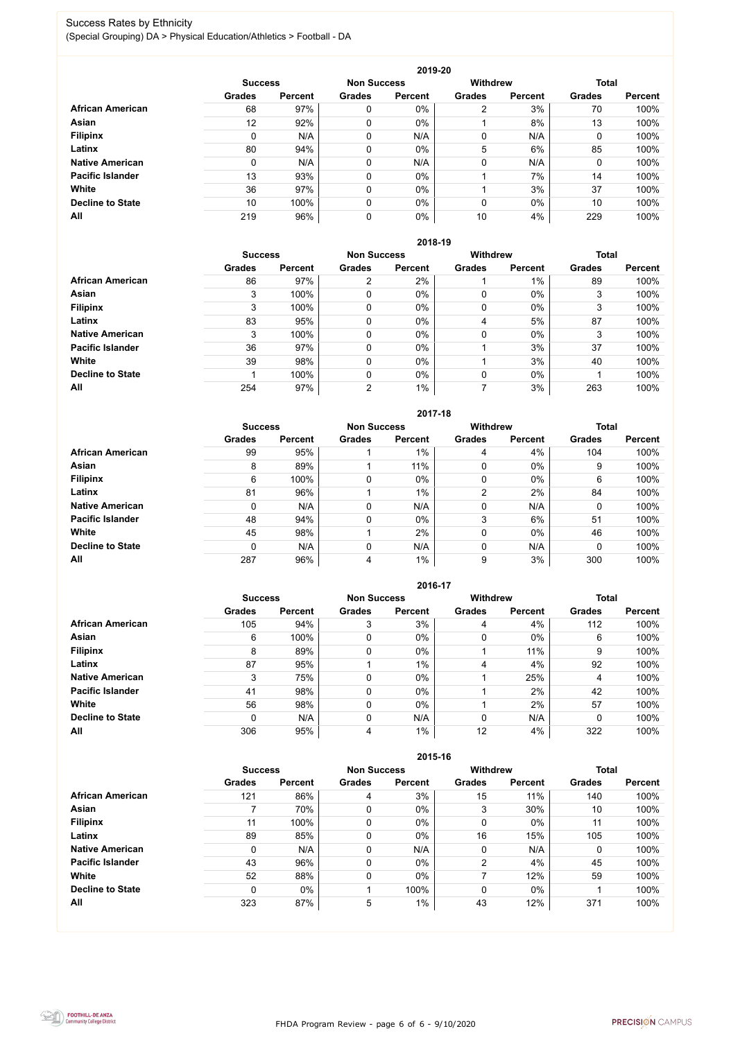# Success Rates by Ethnicity

(Special Grouping) DA > Physical Education/Athletics > Football - DA

### 2019-20

| | Success | | Non Success | | Withdrew | | Total | |
|---|---|---|---|---|---|---|---|---|
| | Grades | Percent | Grades | Percent | Grades | Percent | Grades | Percent |
| **African American** | 68 | 97% | 0 | 0% | 2 | 3% | 70 | 100% |
| **Asian** | 12 | 92% | 0 | 0% | 1 | 8% | 13 | 100% |
| **Filipinx** | 0 | N/A | 0 | N/A | 0 | N/A | 0 | 100% |
| **Latinx** | 80 | 94% | 0 | 0% | 5 | 6% | 85 | 100% |
| **Native American** | 0 | N/A | 0 | N/A | 0 | N/A | 0 | 100% |
| **Pacific Islander** | 13 | 93% | 0 | 0% | 1 | 7% | 14 | 100% |
| **White** | 36 | 97% | 0 | 0% | 1 | 3% | 37 | 100% |
| **Decline to State** | 10 | 100% | 0 | 0% | 0 | 0% | 10 | 100% |
| **All** | 219 | 96% | 0 | 0% | 10 | 4% | 229 | 100% |

### 2018-19

| | Success | | Non Success | | Withdrew | | Total | |
|---|---|---|---|---|---|---|---|---|
| | Grades | Percent | Grades | Percent | Grades | Percent | Grades | Percent |
| **African American** | 86 | 97% | 2 | 2% | 1 | 1% | 89 | 100% |
| **Asian** | 3 | 100% | 0 | 0% | 0 | 0% | 3 | 100% |
| **Filipinx** | 3 | 100% | 0 | 0% | 0 | 0% | 3 | 100% |
| **Latinx** | 83 | 95% | 0 | 0% | 4 | 5% | 87 | 100% |
| **Native American** | 3 | 100% | 0 | 0% | 0 | 0% | 3 | 100% |
| **Pacific Islander** | 36 | 97% | 0 | 0% | 1 | 3% | 37 | 100% |
| **White** | 39 | 98% | 0 | 0% | 1 | 3% | 40 | 100% |
| **Decline to State** | 1 | 100% | 0 | 0% | 0 | 0% | 1 | 100% |
| **All** | 254 | 97% | 2 | 1% | 7 | 3% | 263 | 100% |

### 2017-18

| | Success | | Non Success | | Withdrew | | Total | |
|---|---|---|---|---|---|---|---|---|
| | Grades | Percent | Grades | Percent | Grades | Percent | Grades | Percent |
| **African American** | 99 | 95% | 1 | 1% | 4 | 4% | 104 | 100% |
| **Asian** | 8 | 89% | 1 | 11% | 0 | 0% | 9 | 100% |
| **Filipinx** | 6 | 100% | 0 | 0% | 0 | 0% | 6 | 100% |
| **Latinx** | 81 | 96% | 1 | 1% | 2 | 2% | 84 | 100% |
| **Native American** | 0 | N/A | 0 | N/A | 0 | N/A | 0 | 100% |
| **Pacific Islander** | 48 | 94% | 0 | 0% | 3 | 6% | 51 | 100% |
| **White** | 45 | 98% | 1 | 2% | 0 | 0% | 46 | 100% |
| **Decline to State** | 0 | N/A | 0 | N/A | 0 | N/A | 0 | 100% |
| **All** | 287 | 96% | 4 | 1% | 9 | 3% | 300 | 100% |

### 2016-17

| | Success | | Non Success | | Withdrew | | Total | |
|---|---|---|---|---|---|---|---|---|
| | Grades | Percent | Grades | Percent | Grades | Percent | Grades | Percent |
| **African American** | 105 | 94% | 3 | 3% | 4 | 4% | 112 | 100% |
| **Asian** | 6 | 100% | 0 | 0% | 0 | 0% | 6 | 100% |
| **Filipinx** | 8 | 89% | 0 | 0% | 1 | 11% | 9 | 100% |
| **Latinx** | 87 | 95% | 1 | 1% | 4 | 4% | 92 | 100% |
| **Native American** | 3 | 75% | 0 | 0% | 1 | 25% | 4 | 100% |
| **Pacific Islander** | 41 | 98% | 0 | 0% | 1 | 2% | 42 | 100% |
| **White** | 56 | 98% | 0 | 0% | 1 | 2% | 57 | 100% |
| **Decline to State** | 0 | N/A | 0 | N/A | 0 | N/A | 0 | 100% |
| **All** | 306 | 95% | 4 | 1% | 12 | 4% | 322 | 100% |

### 2015-16

| | Success | | Non Success | | Withdrew | | Total | |
|---|---|---|---|---|---|---|---|---|
| | Grades | Percent | Grades | Percent | Grades | Percent | Grades | Percent |
| **African American** | 121 | 86% | 4 | 3% | 15 | 11% | 140 | 100% |
| **Asian** | 7 | 70% | 0 | 0% | 3 | 30% | 10 | 100% |
| **Filipinx** | 11 | 100% | 0 | 0% | 0 | 0% | 11 | 100% |
| **Latinx** | 89 | 85% | 0 | 0% | 16 | 15% | 105 | 100% |
| **Native American** | 0 | N/A | 0 | N/A | 0 | N/A | 0 | 100% |
| **Pacific Islander** | 43 | 96% | 0 | 0% | 2 | 4% | 45 | 100% |
| **White** | 52 | 88% | 0 | 0% | 7 | 12% | 59 | 100% |
| **Decline to State** | 0 | 0% | 1 | 100% | 0 | 0% | 1 | 100% |
| **All** | 323 | 87% | 5 | 1% | 43 | 12% | 371 | 100% |